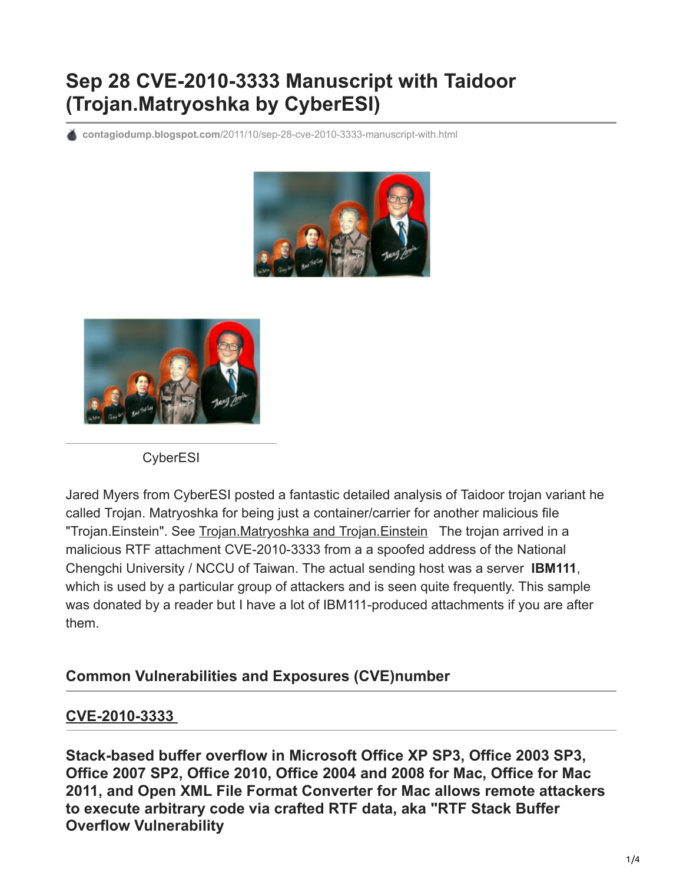# Sep 28 CVE-2010-3333 Manuscript with Taidoor (Trojan.Matryoshka by CyberESI)

contagiodump.blogspot.com/2011/10/sep-28-cve-2010-3333-manuscript-with.html

CyberESI

Jared Myers from CyberESI posted a fantastic detailed analysis of Taidoor trojan variant he called Trojan. Matryoshka for being just a container/carrier for another malicious file "Trojan.Einstein". See Trojan.Matryoshka and Trojan.Einstein The trojan arrived in a malicious RTF attachment CVE-2010-3333 from a a spoofed address of the National Chengchi University / NCCU of Taiwan. The actual sending host was a server **IBM111**, which is used by a particular group of attackers and is seen quite frequently. This sample was donated by a reader but I have a lot of IBM111-produced attachments if you are after them.

## Common Vulnerabilities and Exposures (CVE)number

## CVE-2010-3333

**Stack-based buffer overflow in Microsoft Office XP SP3, Office 2003 SP3, Office 2007 SP2, Office 2010, Office 2004 and 2008 for Mac, Office for Mac 2011, and Open XML File Format Converter for Mac allows remote attackers to execute arbitrary code via crafted RTF data, aka "RTF Stack Buffer Overflow Vulnerability**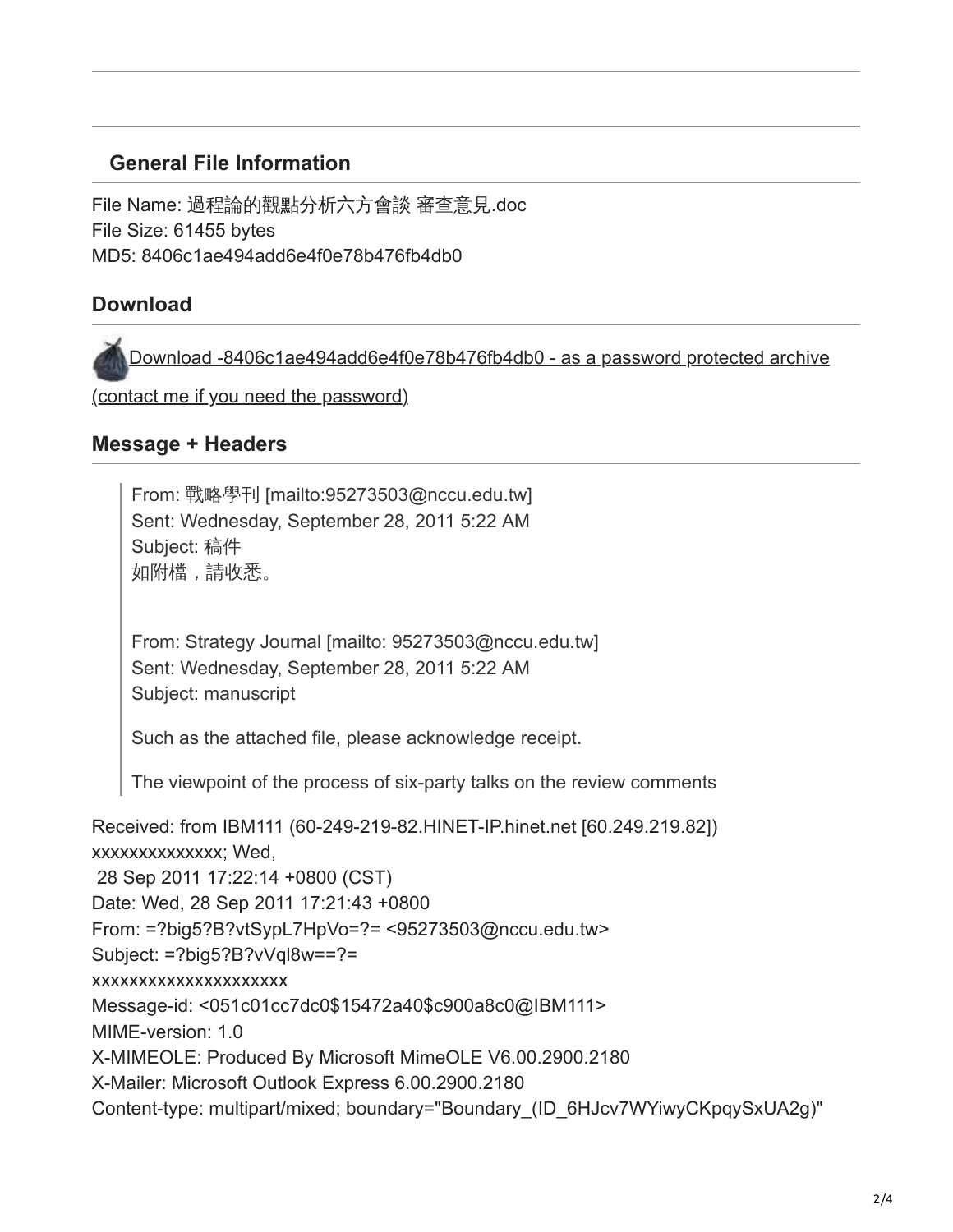## General File Information

File Name: 過程論的觀點分析六方會談 審查意見.doc
File Size: 61455 bytes
MD5: 8406c1ae494add6e4f0e78b476fb4db0

## Download

Download -8406c1ae494add6e4f0e78b476fb4db0 - as a password protected archive (contact me if you need the password)

## Message + Headers

> From: 戰略學刊 [mailto:95273503@nccu.edu.tw]
> Sent: Wednesday, September 28, 2011 5:22 AM
> Subject: 稿件
> 如附檔，請收悉。
>
> From: Strategy Journal [mailto: 95273503@nccu.edu.tw]
> Sent: Wednesday, September 28, 2011 5:22 AM
> Subject: manuscript
>
> Such as the attached file, please acknowledge receipt.
>
> The viewpoint of the process of six-party talks on the review comments

Received: from IBM111 (60-249-219-82.HINET-IP.hinet.net [60.249.219.82])
xxxxxxxxxxxxxx; Wed,
28 Sep 2011 17:22:14 +0800 (CST)
Date: Wed, 28 Sep 2011 17:21:43 +0800
From: =?big5?B?vtSypL7HpVo=?= <95273503@nccu.edu.tw>
Subject: =?big5?B?vVql8w==?=
xxxxxxxxxxxxxxxxxxxxx
Message-id: <051c01cc7dc0$15472a40$c900a8c0@IBM111>
MIME-version: 1.0
X-MIMEOLE: Produced By Microsoft MimeOLE V6.00.2900.2180
X-Mailer: Microsoft Outlook Express 6.00.2900.2180
Content-type: multipart/mixed; boundary="Boundary_(ID_6HJcv7WYiwyCKpqySxUA2g)"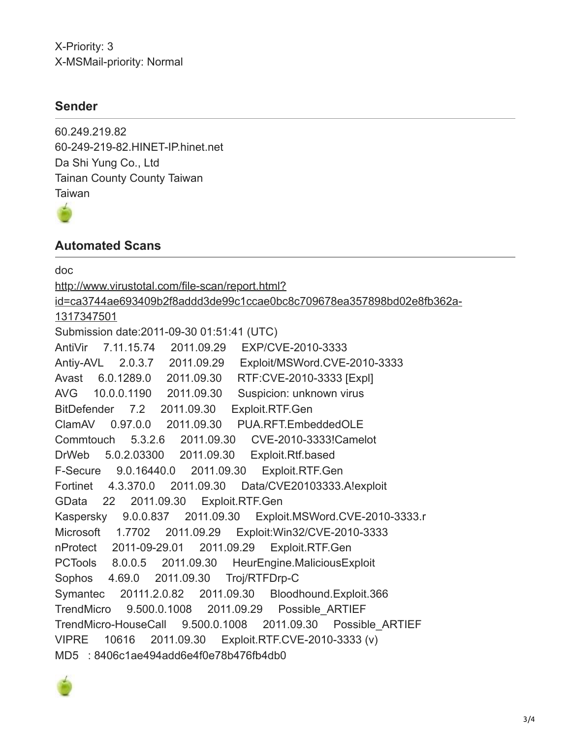X-Priority: 3
X-MSMail-priority: Normal

## Sender

60.249.219.82
60-249-219-82.HINET-IP.hinet.net
Da Shi Yung Co., Ltd
Tainan County County Taiwan
Taiwan

## Automated Scans

doc
http://www.virustotal.com/file-scan/report.html?id=ca3744ae693409b2f8addd3de99c1ccae0bc8c709678ea357898bd02e8fb362a-1317347501
Submission date:2011-09-30 01:51:41 (UTC)
AntiVir 7.11.15.74 2011.09.29 EXP/CVE-2010-3333
Antiy-AVL 2.0.3.7 2011.09.29 Exploit/MSWord.CVE-2010-3333
Avast 6.0.1289.0 2011.09.30 RTF:CVE-2010-3333 [Expl]
AVG 10.0.0.1190 2011.09.30 Suspicion: unknown virus
BitDefender 7.2 2011.09.30 Exploit.RTF.Gen
ClamAV 0.97.0.0 2011.09.30 PUA.RFT.EmbeddedOLE
Commtouch 5.3.2.6 2011.09.30 CVE-2010-3333!Camelot
DrWeb 5.0.2.03300 2011.09.30 Exploit.Rtf.based
F-Secure 9.0.16440.0 2011.09.30 Exploit.RTF.Gen
Fortinet 4.3.370.0 2011.09.30 Data/CVE20103333.A!exploit
GData 22 2011.09.30 Exploit.RTF.Gen
Kaspersky 9.0.0.837 2011.09.30 Exploit.MSWord.CVE-2010-3333.r
Microsoft 1.7702 2011.09.29 Exploit:Win32/CVE-2010-3333
nProtect 2011-09-29.01 2011.09.29 Exploit.RTF.Gen
PCTools 8.0.0.5 2011.09.30 HeurEngine.MaliciousExploit
Sophos 4.69.0 2011.09.30 Troj/RTFDrp-C
Symantec 20111.2.0.82 2011.09.30 Bloodhound.Exploit.366
TrendMicro 9.500.0.1008 2011.09.29 Possible_ARTIEF
TrendMicro-HouseCall 9.500.0.1008 2011.09.30 Possible_ARTIEF
VIPRE 10616 2011.09.30 Exploit.RTF.CVE-2010-3333 (v)
MD5 : 8406c1ae494add6e4f0e78b476fb4db0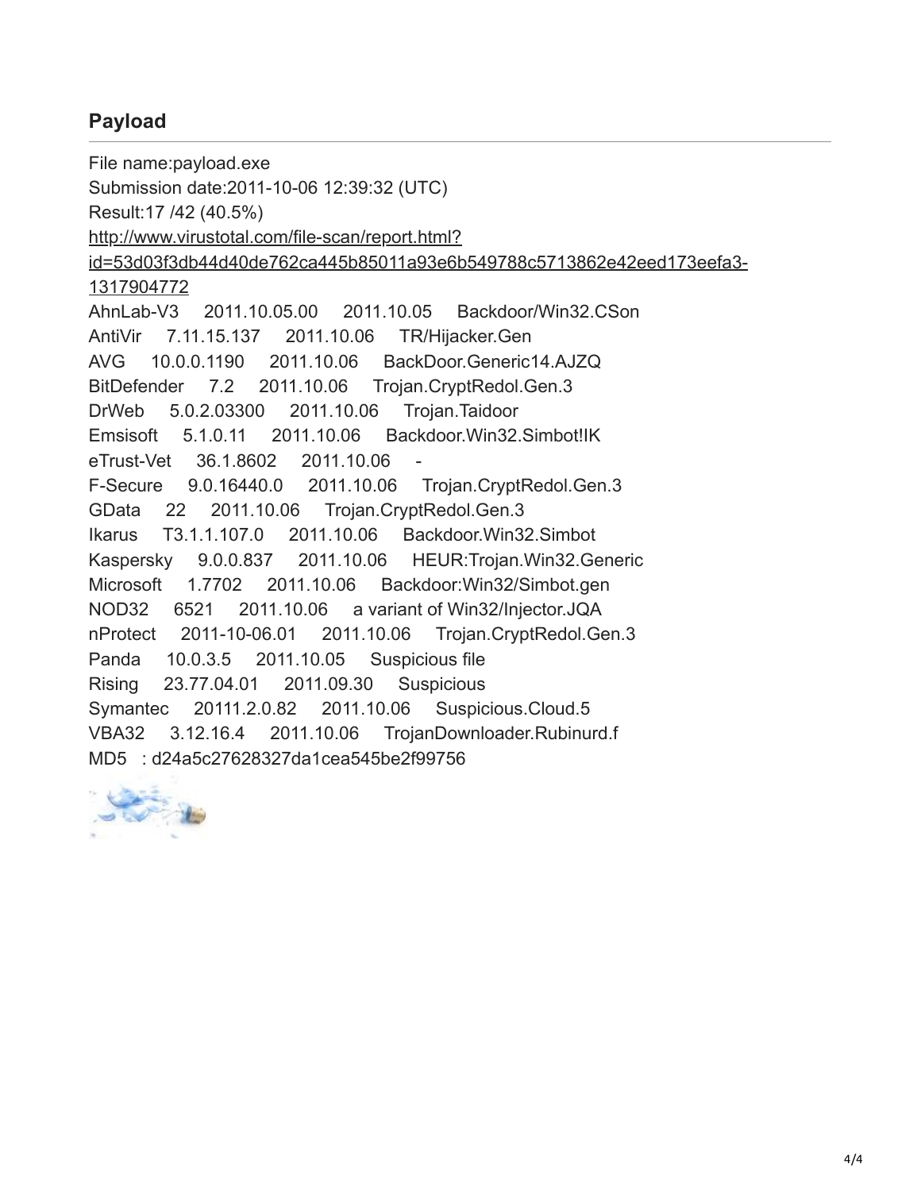## Payload

File name:payload.exe
Submission date:2011-10-06 12:39:32 (UTC)
Result:17 /42 (40.5%)
http://www.virustotal.com/file-scan/report.html?id=53d03f3db44d40de762ca445b85011a93e6b549788c5713862e42eed173eefa3-1317904772

| | | | |
|---|---|---|---|
| AhnLab-V3 | 2011.10.05.00 | 2011.10.05 | Backdoor/Win32.CSon |
| AntiVir | 7.11.15.137 | 2011.10.06 | TR/Hijacker.Gen |
| AVG | 10.0.0.1190 | 2011.10.06 | BackDoor.Generic14.AJZQ |
| BitDefender | 7.2 | 2011.10.06 | Trojan.CryptRedol.Gen.3 |
| DrWeb | 5.0.2.03300 | 2011.10.06 | Trojan.Taidoor |
| Emsisoft | 5.1.0.11 | 2011.10.06 | Backdoor.Win32.Simbot!IK |
| eTrust-Vet | 36.1.8602 | 2011.10.06 | - |
| F-Secure | 9.0.16440.0 | 2011.10.06 | Trojan.CryptRedol.Gen.3 |
| GData | 22 | 2011.10.06 | Trojan.CryptRedol.Gen.3 |
| Ikarus | T3.1.1.107.0 | 2011.10.06 | Backdoor.Win32.Simbot |
| Kaspersky | 9.0.0.837 | 2011.10.06 | HEUR:Trojan.Win32.Generic |
| Microsoft | 1.7702 | 2011.10.06 | Backdoor:Win32/Simbot.gen |
| NOD32 | 6521 | 2011.10.06 | a variant of Win32/Injector.JQA |
| nProtect | 2011-10-06.01 | 2011.10.06 | Trojan.CryptRedol.Gen.3 |
| Panda | 10.0.3.5 | 2011.10.05 | Suspicious file |
| Rising | 23.77.04.01 | 2011.09.30 | Suspicious |
| Symantec | 20111.2.0.82 | 2011.10.06 | Suspicious.Cloud.5 |
| VBA32 | 3.12.16.4 | 2011.10.06 | TrojanDownloader.Rubinurd.f |

MD5 : d24a5c27628327da1cea545be2f99756